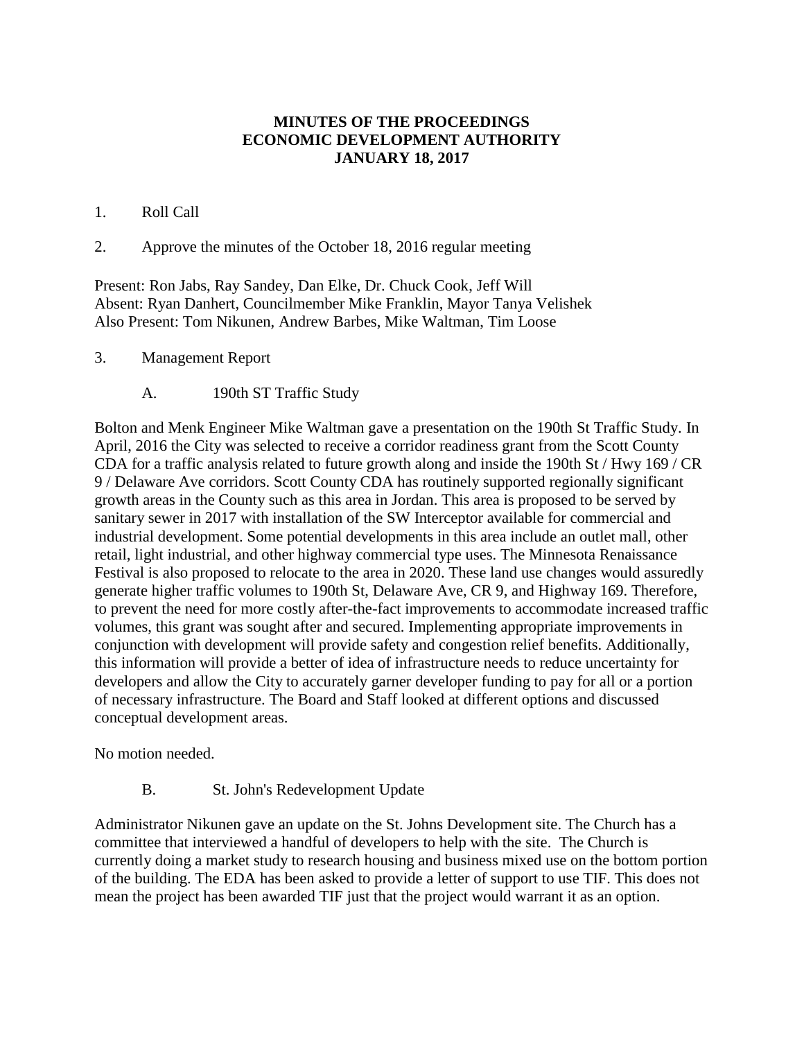**MINUTES OF THE PROCEEDINGS**
**ECONOMIC DEVELOPMENT AUTHORITY**
**JANUARY 18, 2017**

1. Roll Call

2. Approve the minutes of the October 18, 2016 regular meeting

Present: Ron Jabs, Ray Sandey, Dan Elke, Dr. Chuck Cook, Jeff Will
Absent: Ryan Danhert, Councilmember Mike Franklin, Mayor Tanya Velishek
Also Present: Tom Nikunen, Andrew Barbes, Mike Waltman, Tim Loose

3. Management Report

   A. 190th ST Traffic Study

Bolton and Menk Engineer Mike Waltman gave a presentation on the 190th St Traffic Study. In April, 2016 the City was selected to receive a corridor readiness grant from the Scott County CDA for a traffic analysis related to future growth along and inside the 190th St / Hwy 169 / CR 9 / Delaware Ave corridors. Scott County CDA has routinely supported regionally significant growth areas in the County such as this area in Jordan. This area is proposed to be served by sanitary sewer in 2017 with installation of the SW Interceptor available for commercial and industrial development. Some potential developments in this area include an outlet mall, other retail, light industrial, and other highway commercial type uses. The Minnesota Renaissance Festival is also proposed to relocate to the area in 2020. These land use changes would assuredly generate higher traffic volumes to 190th St, Delaware Ave, CR 9, and Highway 169. Therefore, to prevent the need for more costly after-the-fact improvements to accommodate increased traffic volumes, this grant was sought after and secured. Implementing appropriate improvements in conjunction with development will provide safety and congestion relief benefits. Additionally, this information will provide a better of idea of infrastructure needs to reduce uncertainty for developers and allow the City to accurately garner developer funding to pay for all or a portion of necessary infrastructure. The Board and Staff looked at different options and discussed conceptual development areas.

No motion needed.

   B. St. John's Redevelopment Update

Administrator Nikunen gave an update on the St. Johns Development site. The Church has a committee that interviewed a handful of developers to help with the site. The Church is currently doing a market study to research housing and business mixed use on the bottom portion of the building. The EDA has been asked to provide a letter of support to use TIF. This does not mean the project has been awarded TIF just that the project would warrant it as an option.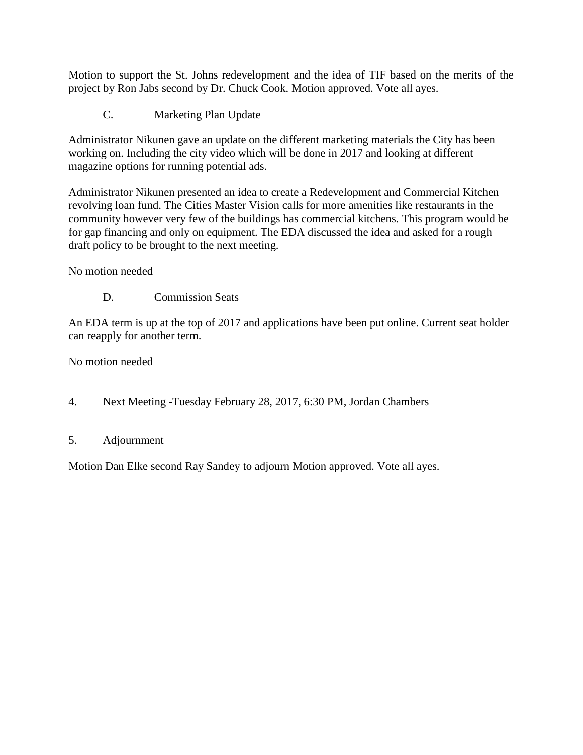Motion to support the St. Johns redevelopment and the idea of TIF based on the merits of the project by Ron Jabs second by Dr. Chuck Cook. Motion approved. Vote all ayes.

C. Marketing Plan Update

Administrator Nikunen gave an update on the different marketing materials the City has been working on. Including the city video which will be done in 2017 and looking at different magazine options for running potential ads.

Administrator Nikunen presented an idea to create a Redevelopment and Commercial Kitchen revolving loan fund. The Cities Master Vision calls for more amenities like restaurants in the community however very few of the buildings has commercial kitchens. This program would be for gap financing and only on equipment. The EDA discussed the idea and asked for a rough draft policy to be brought to the next meeting.

No motion needed

D. Commission Seats

An EDA term is up at the top of 2017 and applications have been put online. Current seat holder can reapply for another term.

No motion needed

4. Next Meeting -Tuesday February 28, 2017, 6:30 PM, Jordan Chambers

5. Adjournment

Motion Dan Elke second Ray Sandey to adjourn Motion approved. Vote all ayes.